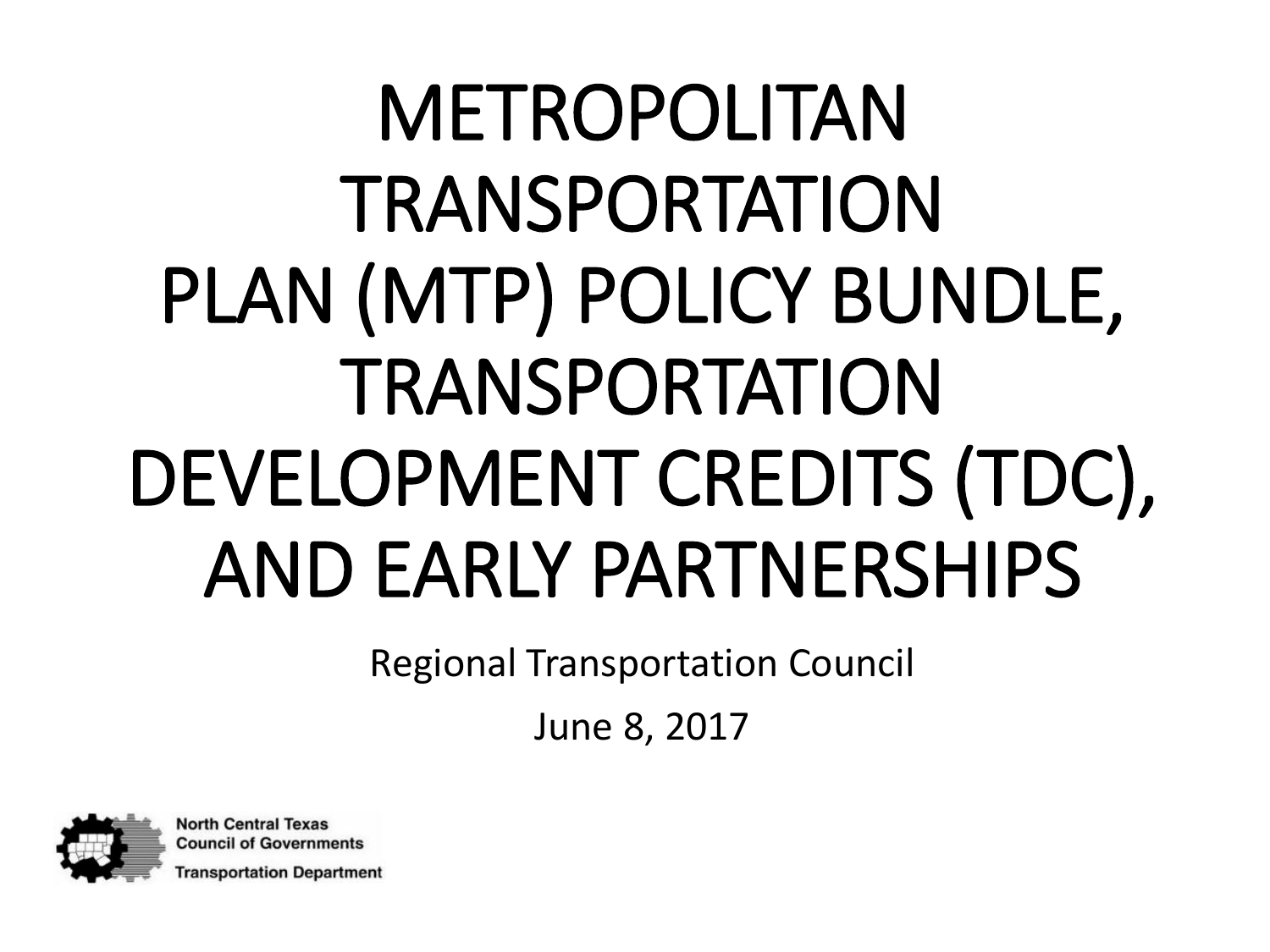# METROPOLITAN TRANSPORTATION PLAN (MTP) POLICY BUNDLE, TRANSPORTATION DEVELOPMENT CREDITS (TDC), AND EARLY PARTNERSHIPS

Regional Transportation Council

June 8, 2017

North Central Texas Council of Governments
Transportation Department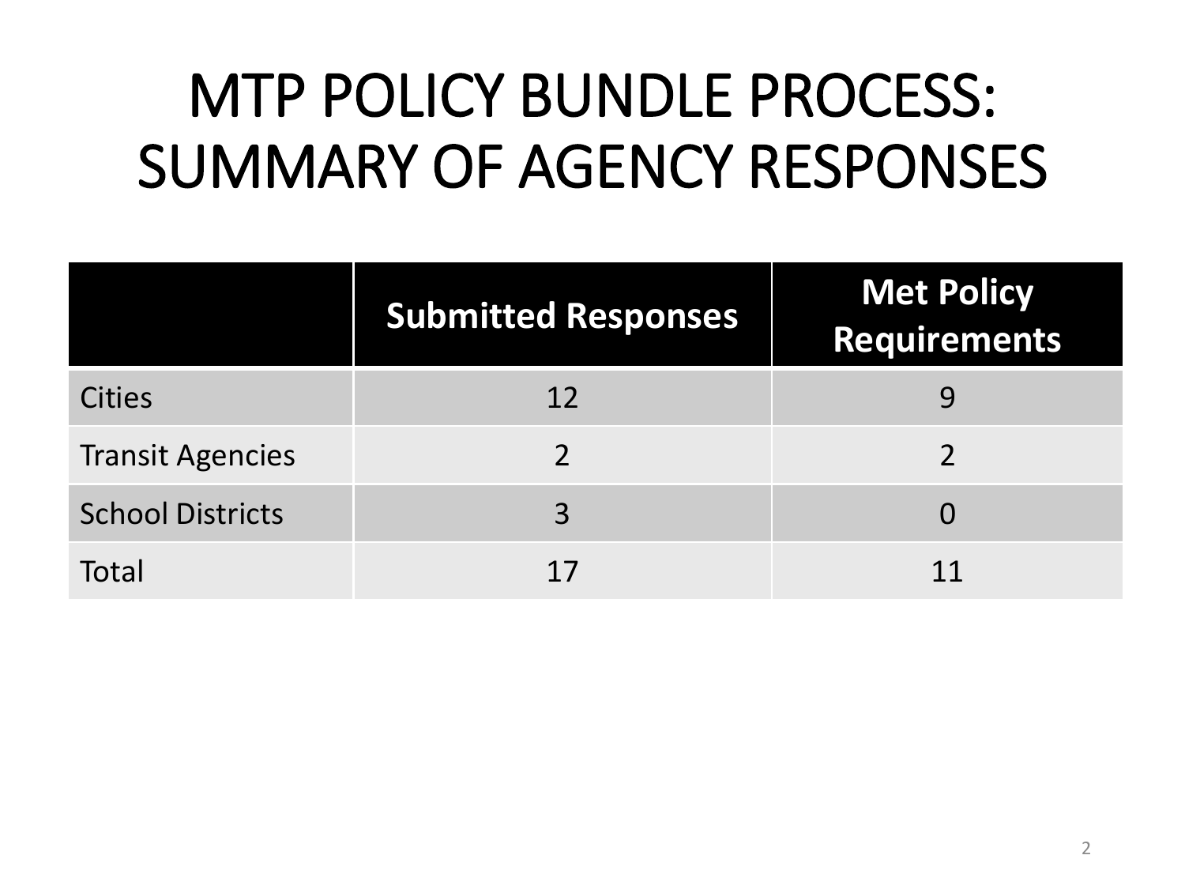# MTP POLICY BUNDLE PROCESS: SUMMARY OF AGENCY RESPONSES

| | Submitted Responses | Met Policy Requirements |
|---|---|---|
| Cities | 12 | 9 |
| Transit Agencies | 2 | 2 |
| School Districts | 3 | 0 |
| Total | 17 | 11 |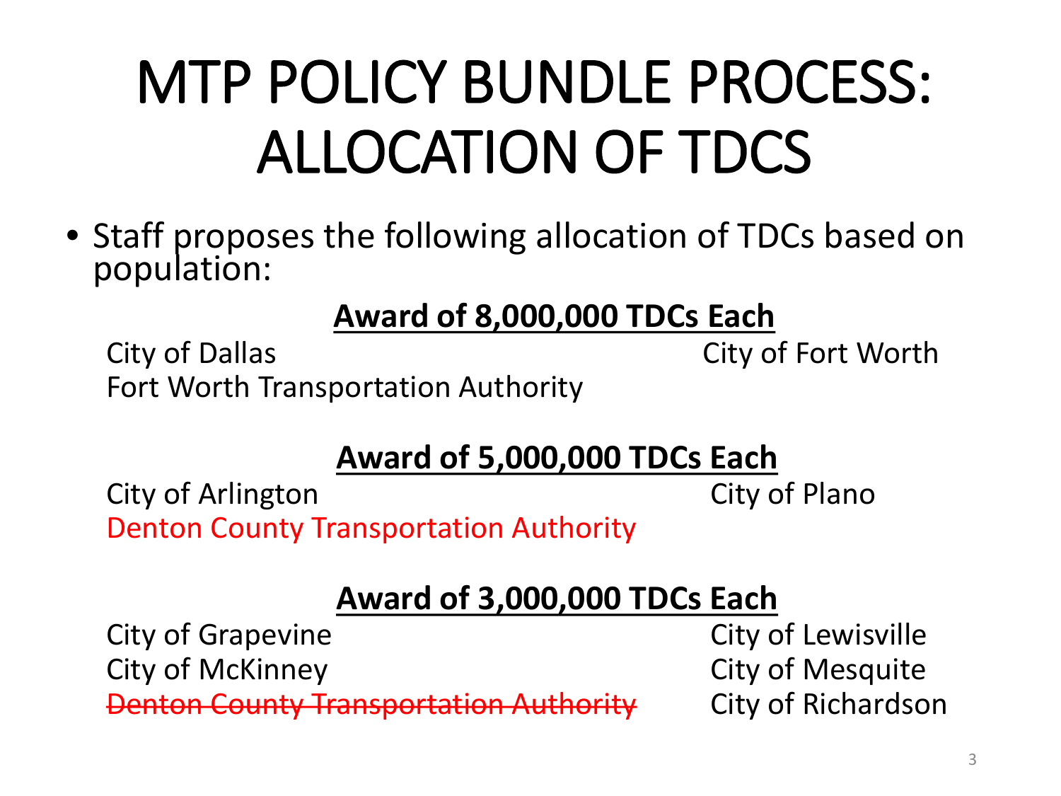# MTP POLICY BUNDLE PROCESS: ALLOCATION OF TDCS

- Staff proposes the following allocation of TDCs based on population:

**Award of 8,000,000 TDCs Each**

City of Dallas
City of Fort Worth
Fort Worth Transportation Authority

**Award of 5,000,000 TDCs Each**

City of Arlington
City of Plano
Denton County Transportation Authority

**Award of 3,000,000 TDCs Each**

City of Grapevine
City of Lewisville
City of McKinney
City of Mesquite
~~Denton County Transportation Authority~~
City of Richardson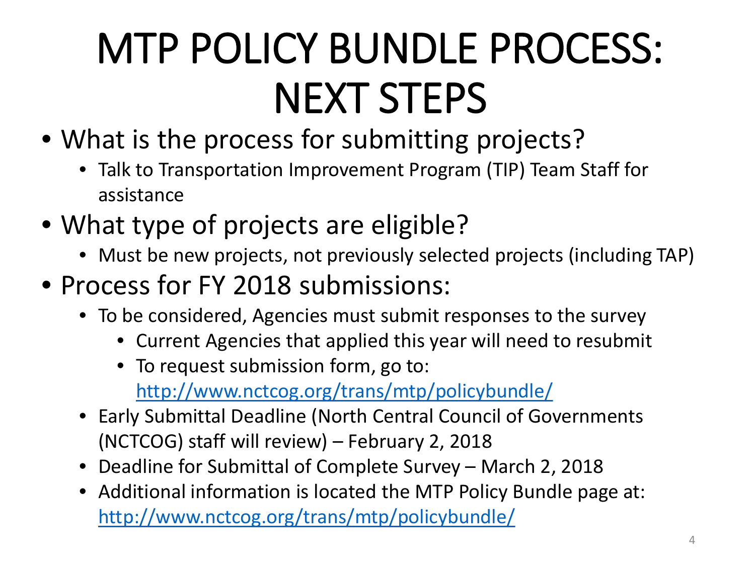# MTP POLICY BUNDLE PROCESS: NEXT STEPS

- What is the process for submitting projects?
  - Talk to Transportation Improvement Program (TIP) Team Staff for assistance
- What type of projects are eligible?
  - Must be new projects, not previously selected projects (including TAP)
- Process for FY 2018 submissions:
  - To be considered, Agencies must submit responses to the survey
    - Current Agencies that applied this year will need to resubmit
    - To request submission form, go to: http://www.nctcog.org/trans/mtp/policybundle/
  - Early Submittal Deadline (North Central Council of Governments (NCTCOG) staff will review) – February 2, 2018
  - Deadline for Submittal of Complete Survey – March 2, 2018
  - Additional information is located the MTP Policy Bundle page at: http://www.nctcog.org/trans/mtp/policybundle/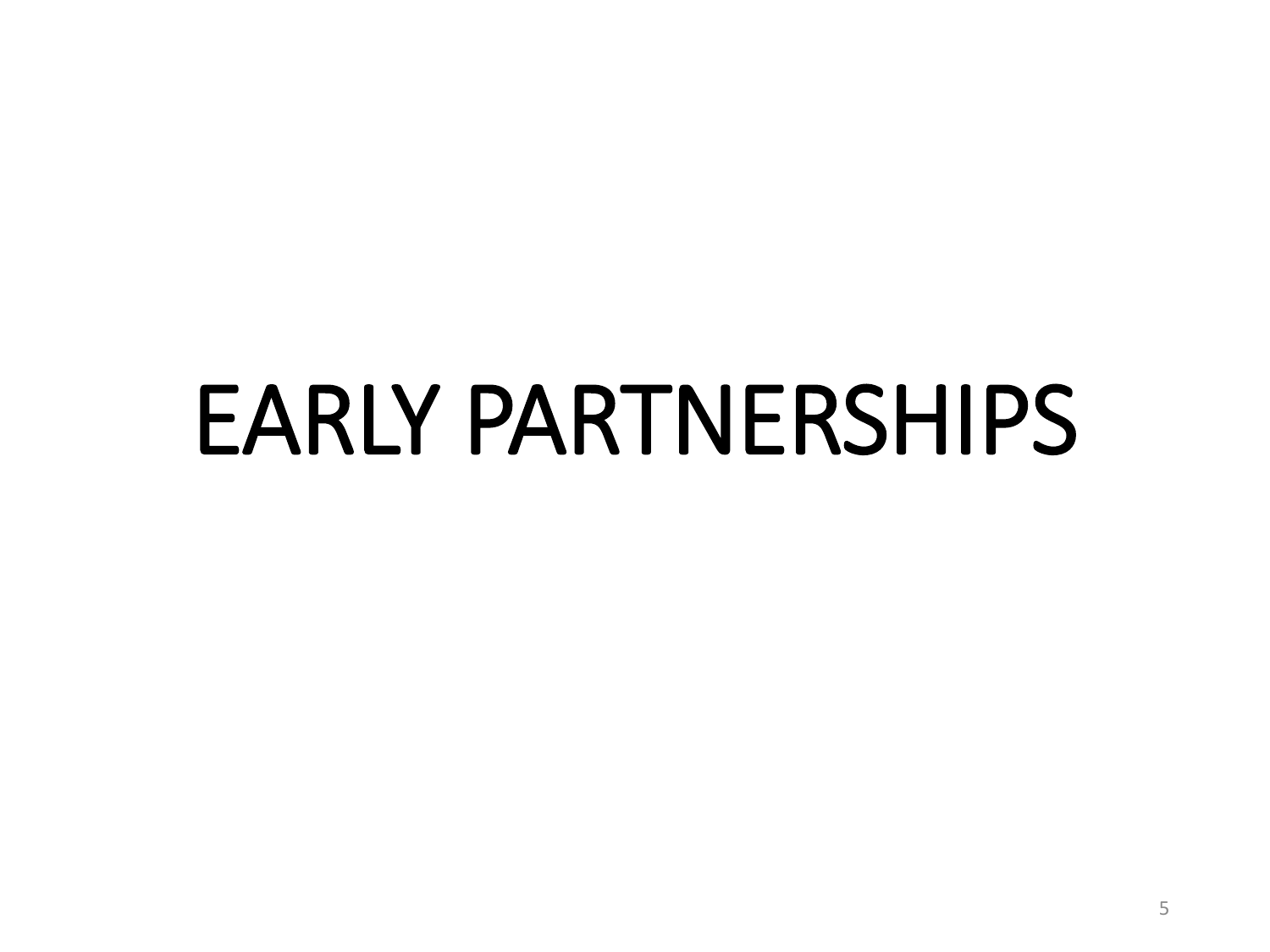# EARLY PARTNERSHIPS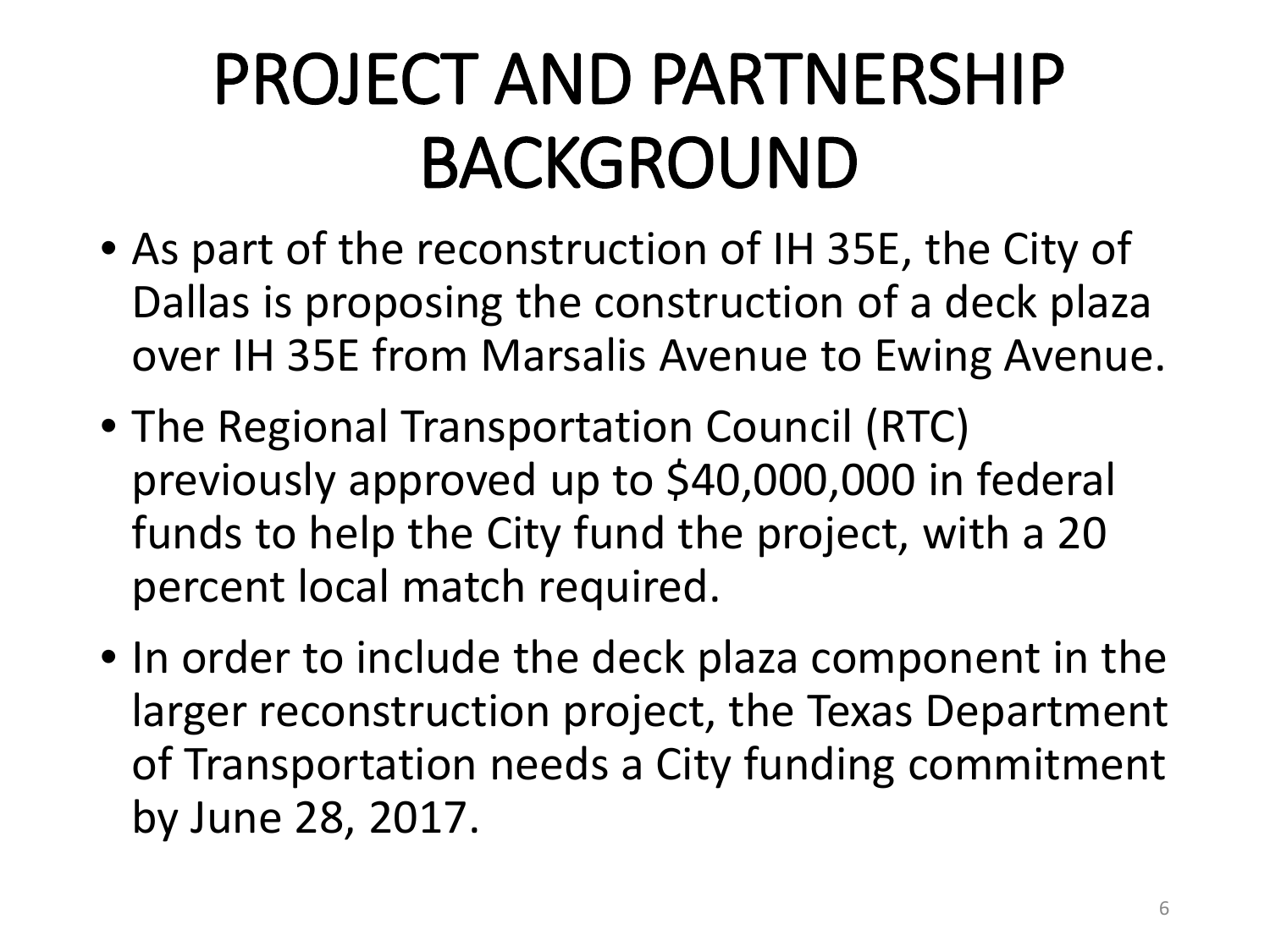# PROJECT AND PARTNERSHIP BACKGROUND

- As part of the reconstruction of IH 35E, the City of Dallas is proposing the construction of a deck plaza over IH 35E from Marsalis Avenue to Ewing Avenue.
- The Regional Transportation Council (RTC) previously approved up to $40,000,000 in federal funds to help the City fund the project, with a 20 percent local match required.
- In order to include the deck plaza component in the larger reconstruction project, the Texas Department of Transportation needs a City funding commitment by June 28, 2017.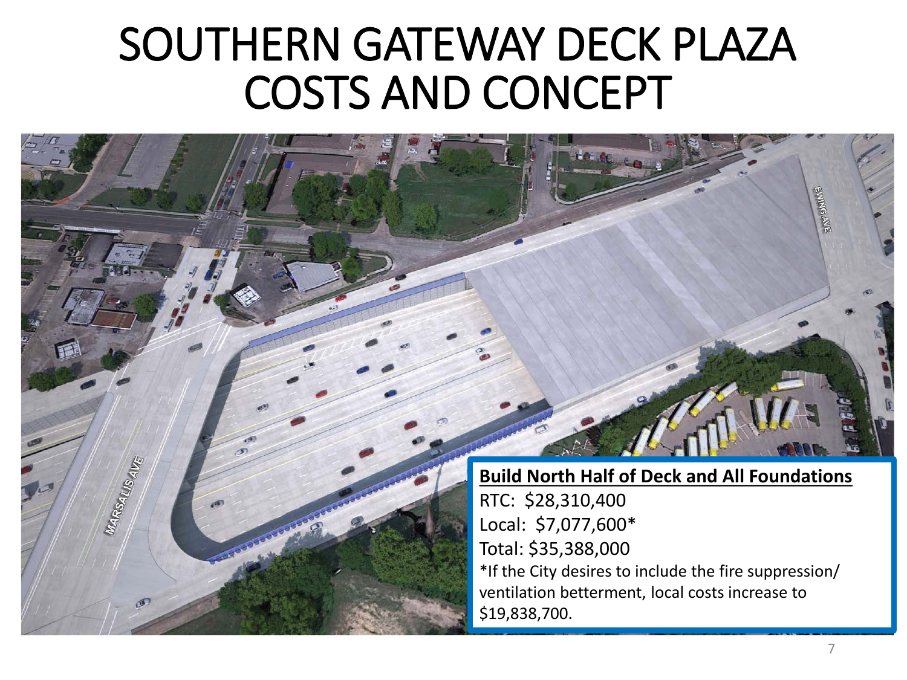# SOUTHERN GATEWAY DECK PLAZA COSTS AND CONCEPT

**Build North Half of Deck and All Foundations**

RTC: $28,310,400

Local: $7,077,600*

Total: $35,388,000

*If the City desires to include the fire suppression/ ventilation betterment, local costs increase to $19,838,700.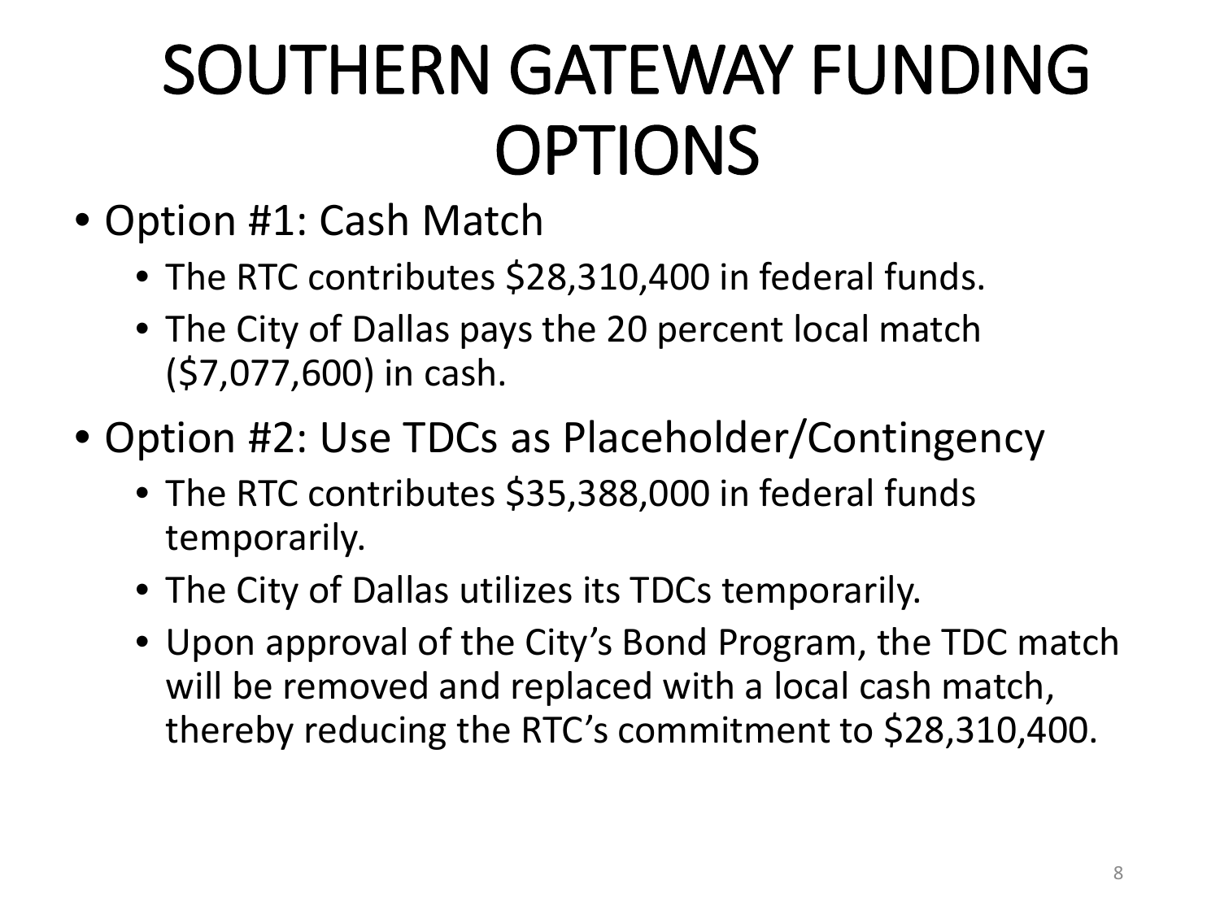# SOUTHERN GATEWAY FUNDING OPTIONS

- Option #1: Cash Match
  - The RTC contributes $28,310,400 in federal funds.
  - The City of Dallas pays the 20 percent local match ($7,077,600) in cash.
- Option #2: Use TDCs as Placeholder/Contingency
  - The RTC contributes $35,388,000 in federal funds temporarily.
  - The City of Dallas utilizes its TDCs temporarily.
  - Upon approval of the City's Bond Program, the TDC match will be removed and replaced with a local cash match, thereby reducing the RTC's commitment to $28,310,400.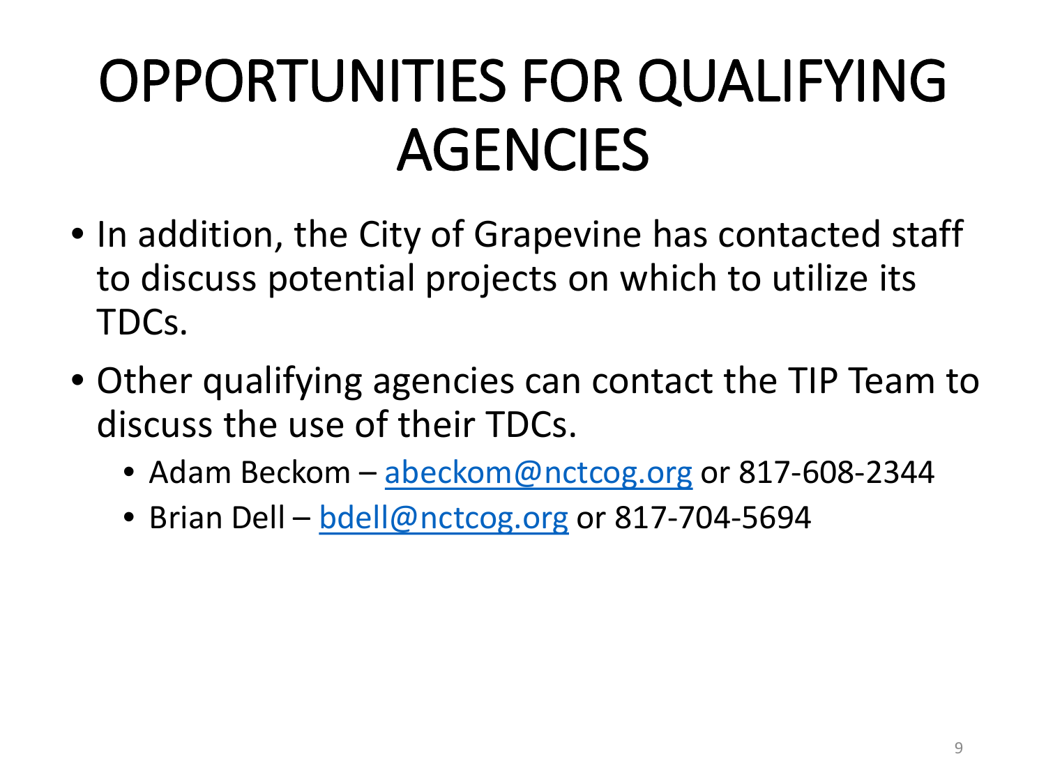# OPPORTUNITIES FOR QUALIFYING AGENCIES

- In addition, the City of Grapevine has contacted staff to discuss potential projects on which to utilize its TDCs.
- Other qualifying agencies can contact the TIP Team to discuss the use of their TDCs.
  - Adam Beckom – abeckom@nctcog.org or 817-608-2344
  - Brian Dell – bdell@nctcog.org or 817-704-5694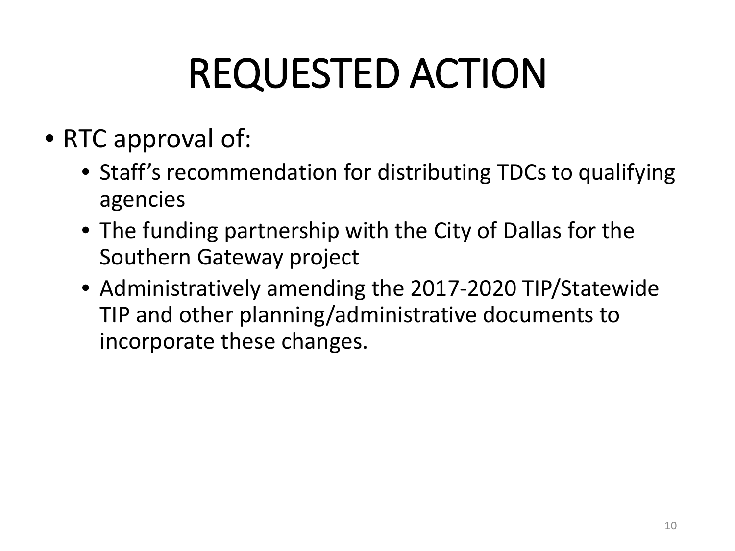# REQUESTED ACTION

- RTC approval of:
  - Staff's recommendation for distributing TDCs to qualifying agencies
  - The funding partnership with the City of Dallas for the Southern Gateway project
  - Administratively amending the 2017-2020 TIP/Statewide TIP and other planning/administrative documents to incorporate these changes.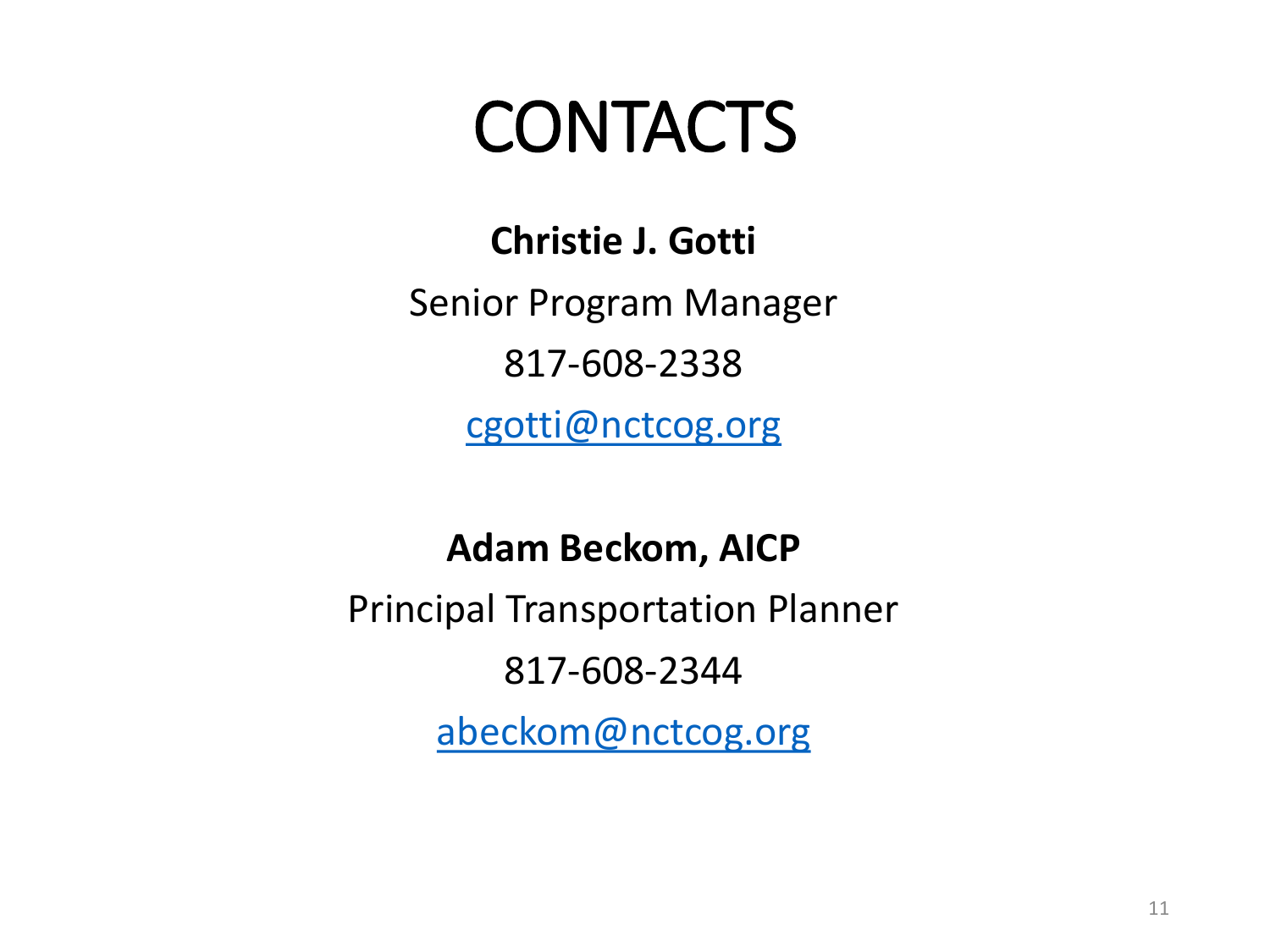# CONTACTS

**Christie J. Gotti**

Senior Program Manager

817-608-2338

cgotti@nctcog.org

**Adam Beckom, AICP**

Principal Transportation Planner

817-608-2344

abeckom@nctcog.org